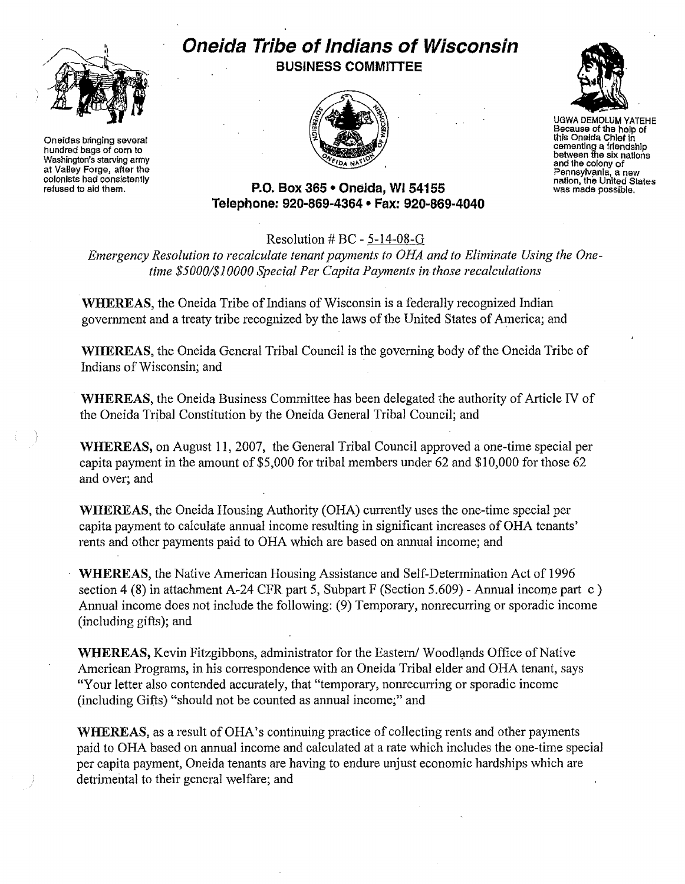# Oneida Tribe of Indians of Wisconsin

## BUSINESS COMMITTEE

Oneidas bringing several hundred bags of corn to Washington's starving army at Valley Forge, after the colonists had consistently refused to aid them.

UGWA DEMOLUM YATEHE Because of the help of this Oneida Chief in cementing a friendship between the six nations and the colony of Pennsylvania, a new nation, the United States was made possible.

**P.O. Box 365 • Oneida, WI 54155**
**Telephone: 920-869-4364 • Fax: 920-869-4040**

Resolution # BC - 5-14-08-G

*Emergency Resolution to recalculate tenant payments to OHA and to Eliminate Using the One-time $5000/$10000 Special Per Capita Payments in those recalculations*

**WHEREAS**, the Oneida Tribe of Indians of Wisconsin is a federally recognized Indian government and a treaty tribe recognized by the laws of the United States of America; and

**WHEREAS**, the Oneida General Tribal Council is the governing body of the Oneida Tribe of Indians of Wisconsin; and

**WHEREAS**, the Oneida Business Committee has been delegated the authority of Article IV of the Oneida Tribal Constitution by the Oneida General Tribal Council; and

**WHEREAS,** on August 11, 2007, the General Tribal Council approved a one-time special per capita payment in the amount of $5,000 for tribal members under 62 and $10,000 for those 62 and over; and

**WHEREAS**, the Oneida Housing Authority (OHA) currently uses the one-time special per capita payment to calculate annual income resulting in significant increases of OHA tenants' rents and other payments paid to OHA which are based on annual income; and

**WHEREAS**, the Native American Housing Assistance and Self-Determination Act of 1996 section 4 (8) in attachment A-24 CFR part 5, Subpart F (Section 5.609) - Annual income part c ) Annual income does not include the following: (9) Temporary, nonrecurring or sporadic income (including gifts); and

**WHEREAS,** Kevin Fitzgibbons, administrator for the Eastern/ Woodlands Office of Native American Programs, in his correspondence with an Oneida Tribal elder and OHA tenant, says "Your letter also contended accurately, that "temporary, nonrecurring or sporadic income (including Gifts) "should not be counted as annual income;" and

**WHEREAS,** as a result of OHA's continuing practice of collecting rents and other payments paid to OHA based on annual income and calculated at a rate which includes the one-time special per capita payment, Oneida tenants are having to endure unjust economic hardships which are detrimental to their general welfare; and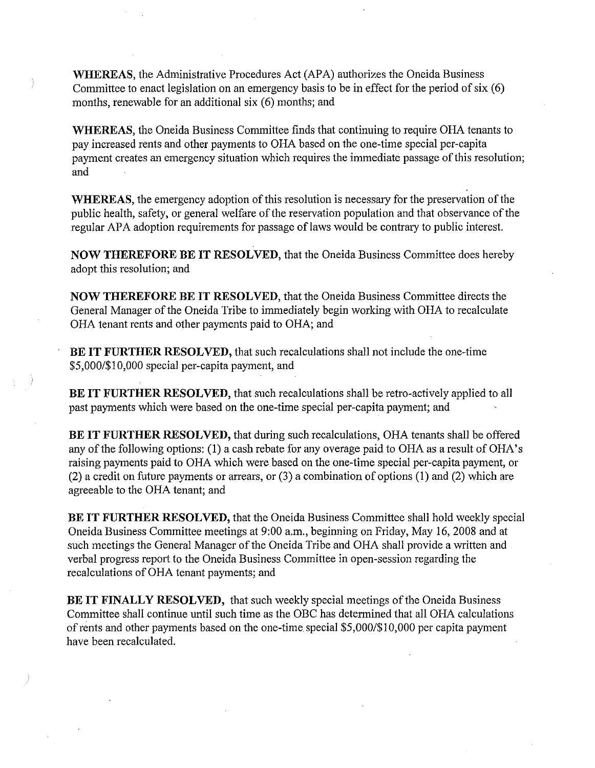**WHEREAS,** the Administrative Procedures Act (APA) authorizes the Oneida Business Committee to enact legislation on an emergency basis to be in effect for the period of six (6) months, renewable for an additional six (6) months; and

**WHEREAS,** the Oneida Business Committee finds that continuing to require OHA tenants to pay increased rents and other payments to OHA based on the one-time special per-capita payment creates an emergency situation which requires the immediate passage of this resolution; and

**WHEREAS,** the emergency adoption of this resolution is necessary for the preservation of the public health, safety, or general welfare of the reservation population and that observance of the regular APA adoption requirements for passage of laws would be contrary to public interest.

**NOW THEREFORE BE IT RESOLVED,** that the Oneida Business Committee does hereby adopt this resolution; and

**NOW THEREFORE BE IT RESOLVED,** that the Oneida Business Committee directs the General Manager of the Oneida Tribe to immediately begin working with OHA to recalculate OHA tenant rents and other payments paid to OHA; and

**BE IT FURTHER RESOLVED,** that such recalculations shall not include the one-time $5,000/$10,000 special per-capita payment, and

**BE IT FURTHER RESOLVED,** that such recalculations shall be retro-actively applied to all past payments which were based on the one-time special per-capita payment; and

**BE IT FURTHER RESOLVED,** that during such recalculations, OHA tenants shall be offered any of the following options: (1) a cash rebate for any overage paid to OHA as a result of OHA's raising payments paid to OHA which were based on the one-time special per-capita payment, or (2) a credit on future payments or arrears, or (3) a combination of options (1) and (2) which are agreeable to the OHA tenant; and

**BE IT FURTHER RESOLVED,** that the Oneida Business Committee shall hold weekly special Oneida Business Committee meetings at 9:00 a.m., beginning on Friday, May 16, 2008 and at such meetings the General Manager of the Oneida Tribe and OHA shall provide a written and verbal progress report to the Oneida Business Committee in open-session regarding the recalculations of OHA tenant payments; and

**BE IT FINALLY RESOLVED,** that such weekly special meetings of the Oneida Business Committee shall continue until such time as the OBC has determined that all OHA calculations of rents and other payments based on the one-time special $5,000/$10,000 per capita payment have been recalculated.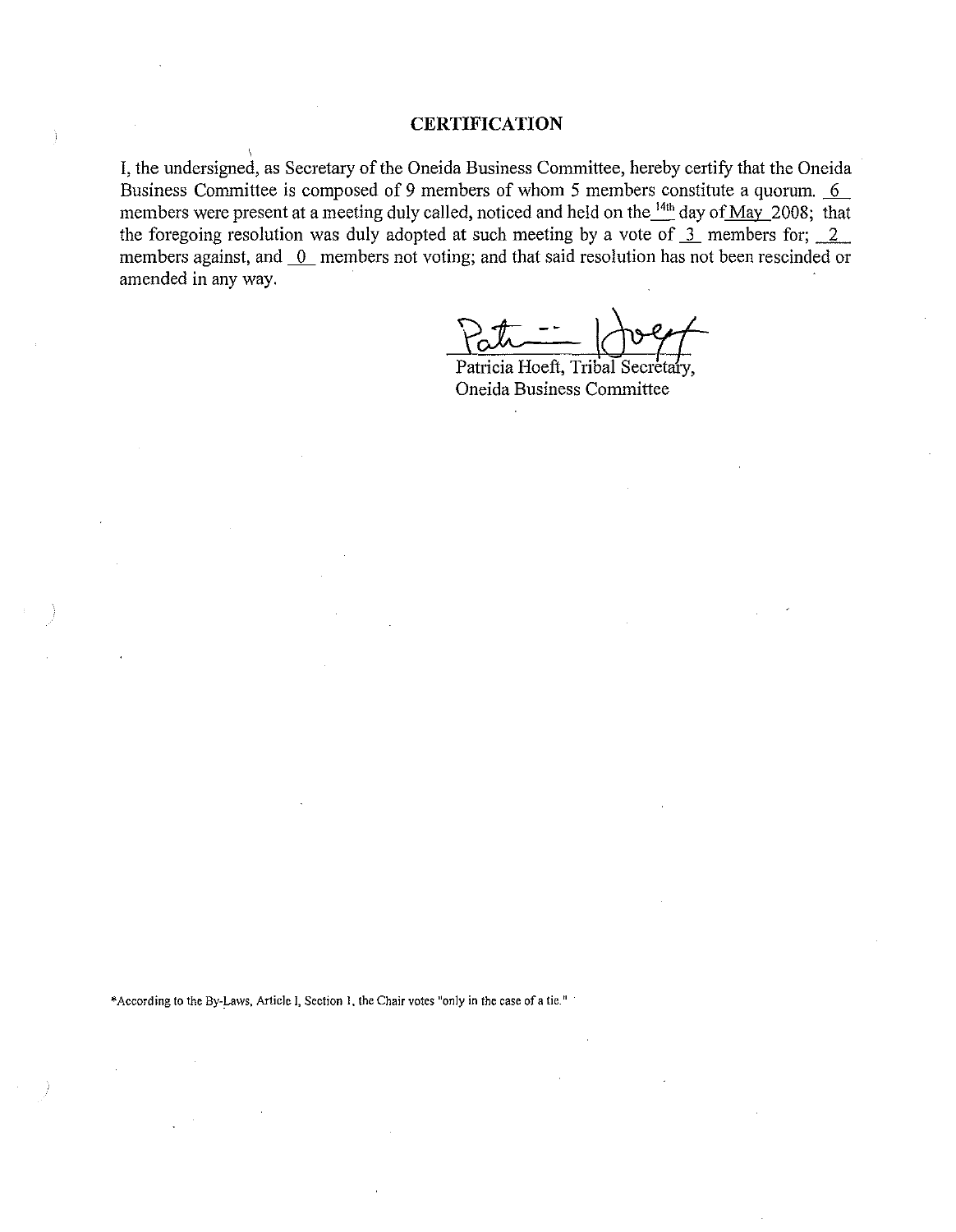## CERTIFICATION

I, the undersigned, as Secretary of the Oneida Business Committee, hereby certify that the Oneida Business Committee is composed of 9 members of whom 5 members constitute a quorum. 6 members were present at a meeting duly called, noticed and held on the 14th day of May 2008; that the foregoing resolution was duly adopted at such meeting by a vote of 3 members for; 2 members against, and 0 members not voting; and that said resolution has not been rescinded or amended in any way.

Patricia Hoeft, Tribal Secretary,
Oneida Business Committee

*According to the By-Laws, Article I, Section 1, the Chair votes "only in the case of a tie."